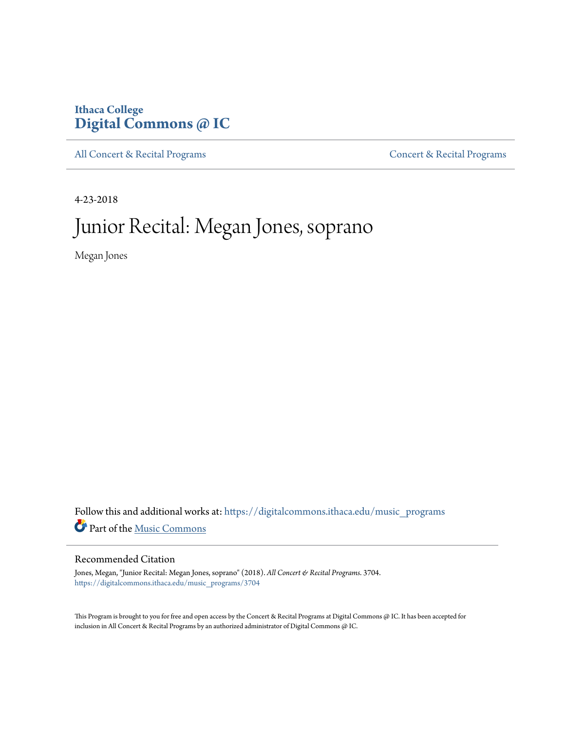Ithaca College
**Digital Commons @ IC**

All Concert & Recital Programs | Concert & Recital Programs

4-23-2018

# Junior Recital: Megan Jones, soprano

Megan Jones

Follow this and additional works at: https://digitalcommons.ithaca.edu/music_programs

Part of the Music Commons

## Recommended Citation

Jones, Megan, "Junior Recital: Megan Jones, soprano" (2018). *All Concert & Recital Programs*. 3704.
https://digitalcommons.ithaca.edu/music_programs/3704

This Program is brought to you for free and open access by the Concert & Recital Programs at Digital Commons @ IC. It has been accepted for inclusion in All Concert & Recital Programs by an authorized administrator of Digital Commons @ IC.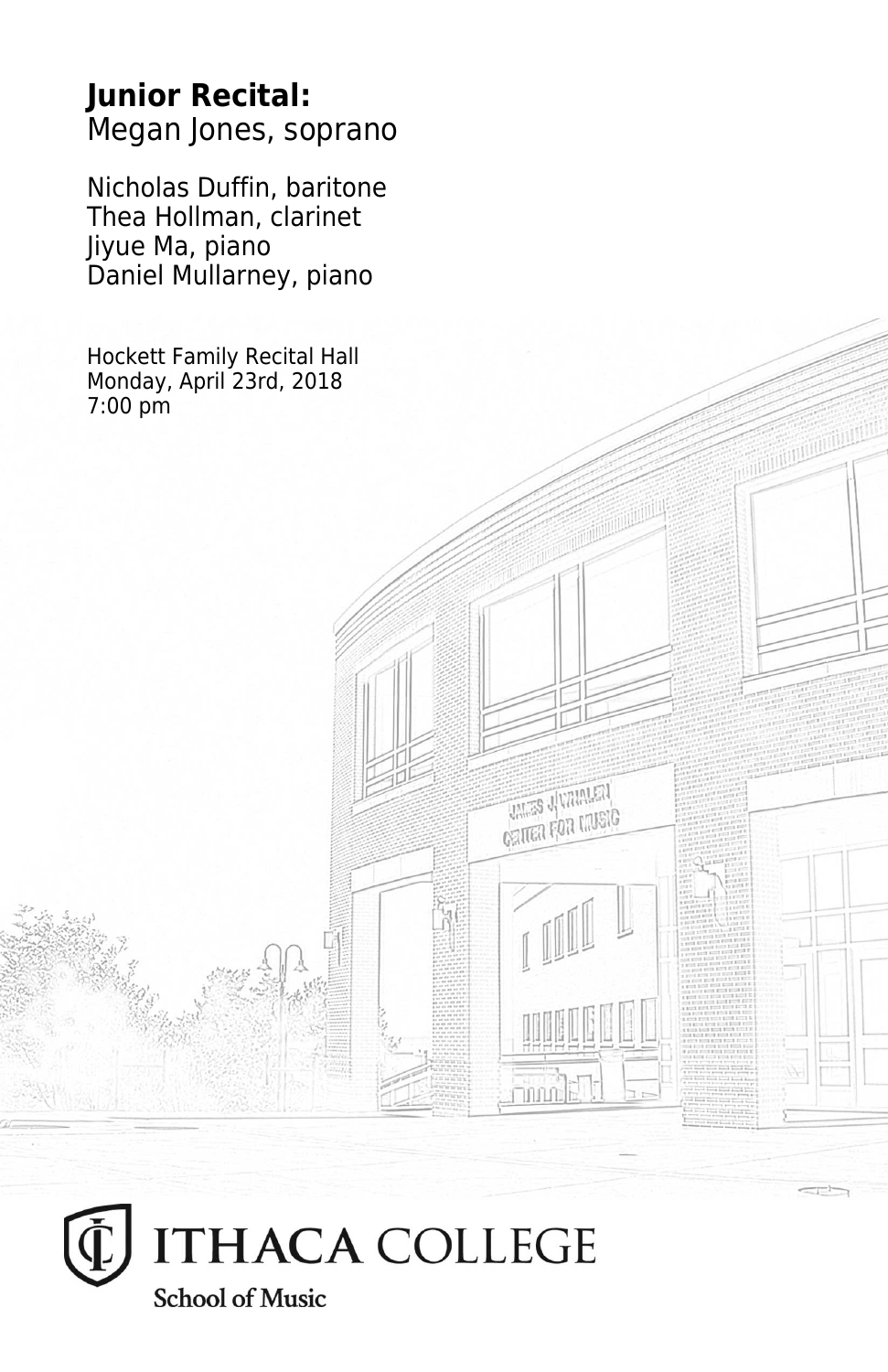# Junior Recital:
Megan Jones, soprano

Nicholas Duffin, baritone
Thea Hollman, clarinet
Jiyue Ma, piano
Daniel Mullarney, piano

Hockett Family Recital Hall
Monday, April 23rd, 2018
7:00 pm

ITHACA COLLEGE
School of Music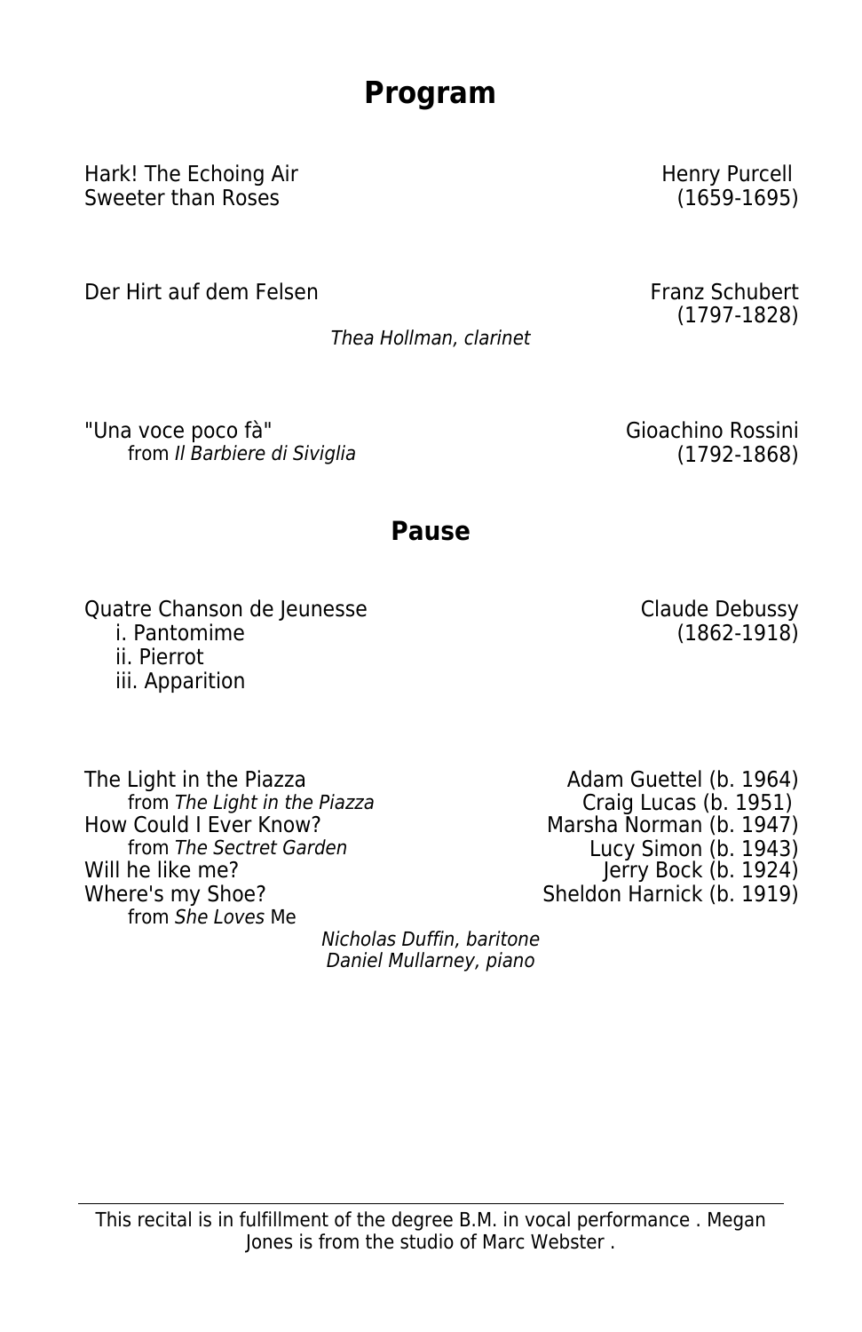# Program

Hark! The Echoing Air — Henry Purcell
Sweeter than Roses — (1659-1695)

Der Hirt auf dem Felsen — Franz Schubert (1797-1828)

*Thea Hollman, clarinet*

"Una voce poco fà" — Gioachino Rossini
from *Il Barbiere di Siviglia* — (1792-1868)

## Pause

Quatre Chanson de Jeunesse — Claude Debussy (1862-1918)
- i. Pantomime
- ii. Pierrot
- iii. Apparition

The Light in the Piazza — Adam Guettel (b. 1964)
from *The Light in the Piazza* — Craig Lucas (b. 1951)
How Could I Ever Know? — Marsha Norman (b. 1947)
from *The Sectret Garden* — Lucy Simon (b. 1943)
Will he like me? — Jerry Bock (b. 1924)
Where's my Shoe? — Sheldon Harnick (b. 1919)
from *She Loves* Me

*Nicholas Duffin, baritone*
*Daniel Mullarney, piano*

---

This recital is in fulfillment of the degree B.M. in vocal performance . Megan Jones is from the studio of Marc Webster .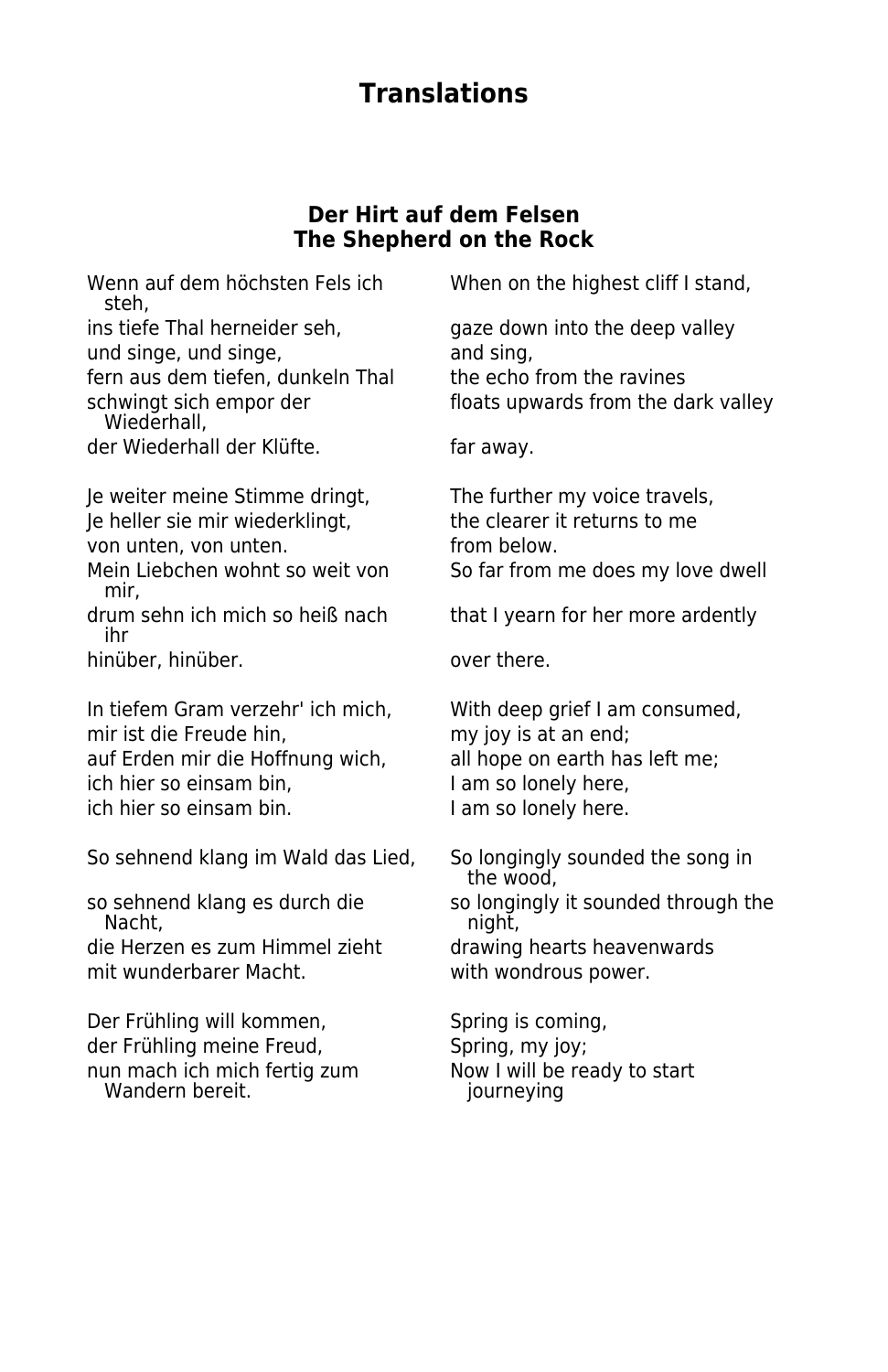# Translations

## Der Hirt auf dem Felsen
## The Shepherd on the Rock

| German | English |
|---|---|
| Wenn auf dem höchsten Fels ich steh, | When on the highest cliff I stand, |
| ins tiefe Thal herneider seh, | gaze down into the deep valley |
| und singe, und singe, | and sing, |
| fern aus dem tiefen, dunkeln Thal | the echo from the ravines |
| schwingt sich empor der Wiederhall, | floats upwards from the dark valley |
| der Wiederhall der Klüfte. | far away. |
| | |
| Je weiter meine Stimme dringt, | The further my voice travels, |
| Je heller sie mir wiederklingt, | the clearer it returns to me |
| von unten, von unten. | from below. |
| Mein Liebchen wohnt so weit von mir, | So far from me does my love dwell |
| drum sehn ich mich so heiß nach ihr | that I yearn for her more ardently |
| hinüber, hinüber. | over there. |
| | |
| In tiefem Gram verzehr' ich mich, | With deep grief I am consumed, |
| mir ist die Freude hin, | my joy is at an end; |
| auf Erden mir die Hoffnung wich, | all hope on earth has left me; |
| ich hier so einsam bin, | I am so lonely here, |
| ich hier so einsam bin. | I am so lonely here. |
| | |
| So sehnend klang im Wald das Lied, | So longingly sounded the song in the wood, |
| so sehnend klang es durch die Nacht, | so longingly it sounded through the night, |
| die Herzen es zum Himmel zieht | drawing hearts heavenwards |
| mit wunderbarer Macht. | with wondrous power. |
| | |
| Der Frühling will kommen, | Spring is coming, |
| der Frühling meine Freud, | Spring, my joy; |
| nun mach ich mich fertig zum Wandern bereit. | Now I will be ready to start journeying |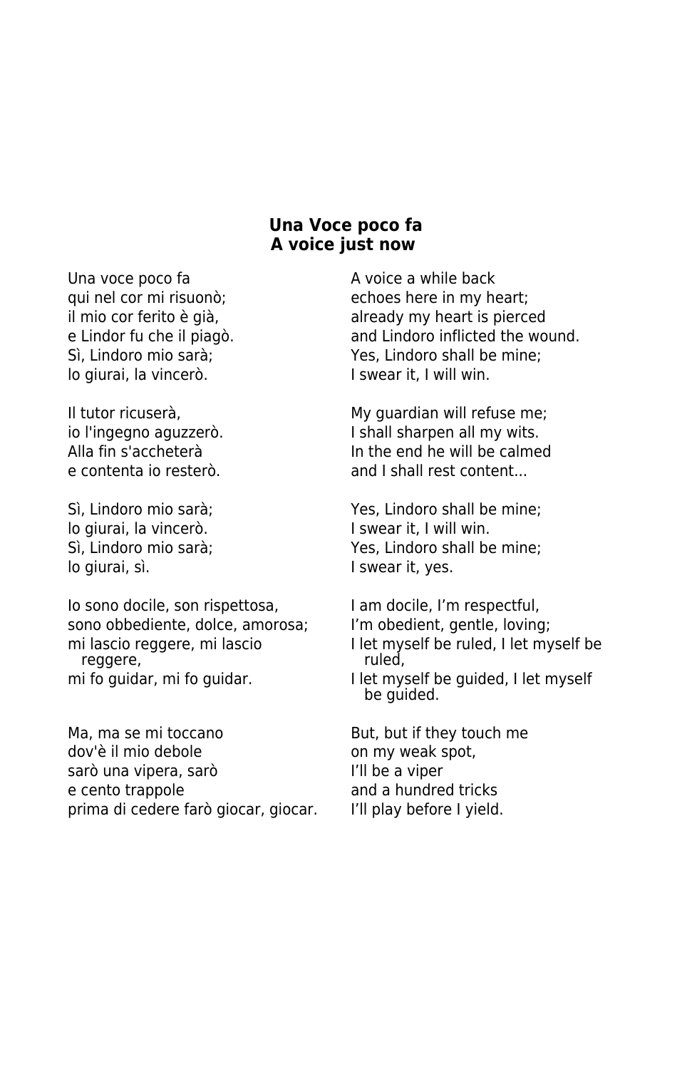**Una Voce poco fa**
**A voice just now**

| Italian | English |
| --- | --- |
| Una voce poco fa | A voice a while back |
| qui nel cor mi risuonò; | echoes here in my heart; |
| il mio cor ferito è già, | already my heart is pierced |
| e Lindor fu che il piagò. | and Lindoro inflicted the wound. |
| Sì, Lindoro mio sarà; | Yes, Lindoro shall be mine; |
| lo giurai, la vincerò. | I swear it, I will win. |
| | |
| Il tutor ricuserà, | My guardian will refuse me; |
| io l'ingegno aguzzerò. | I shall sharpen all my wits. |
| Alla fin s'accheterà | In the end he will be calmed |
| e contenta io resterò. | and I shall rest content... |
| | |
| Sì, Lindoro mio sarà; | Yes, Lindoro shall be mine; |
| lo giurai, la vincerò. | I swear it, I will win. |
| Sì, Lindoro mio sarà; | Yes, Lindoro shall be mine; |
| lo giurai, sì. | I swear it, yes. |
| | |
| Io sono docile, son rispettosa, | I am docile, I'm respectful, |
| sono obbediente, dolce, amorosa; | I'm obedient, gentle, loving; |
| mi lascio reggere, mi lascio reggere, | I let myself be ruled, I let myself be ruled, |
| mi fo guidar, mi fo guidar. | I let myself be guided, I let myself be guided. |
| | |
| Ma, ma se mi toccano | But, but if they touch me |
| dov'è il mio debole | on my weak spot, |
| sarò una vipera, sarò | I'll be a viper |
| e cento trappole | and a hundred tricks |
| prima di cedere farò giocar, giocar. | I'll play before I yield. |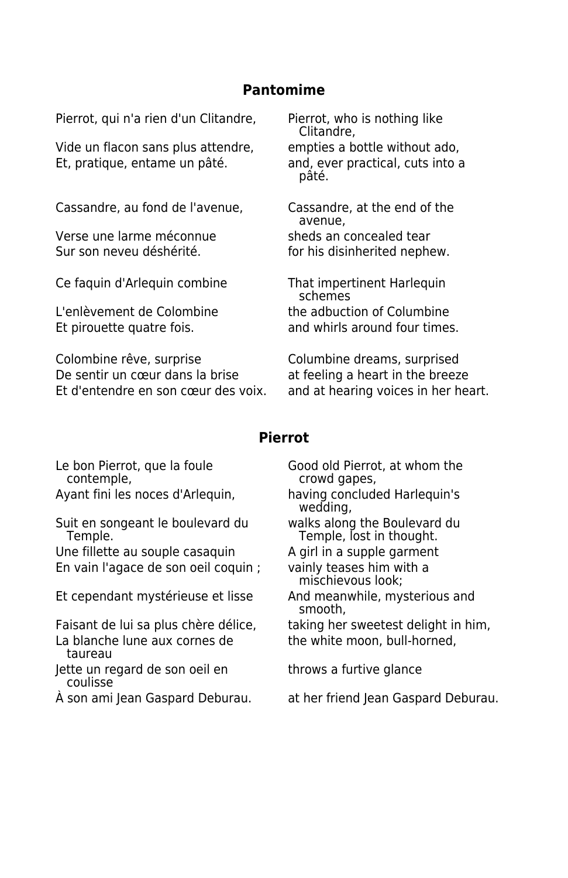## Pantomime

| | |
|---|---|
| Pierrot, qui n'a rien d'un Clitandre, | Pierrot, who is nothing like Clitandre, |
| Vide un flacon sans plus attendre, | empties a bottle without ado, |
| Et, pratique, entame un pâté. | and, ever practical, cuts into a pâté. |
| | |
| Cassandre, au fond de l'avenue, | Cassandre, at the end of the avenue, |
| Verse une larme méconnue | sheds an concealed tear |
| Sur son neveu déshérité. | for his disinherited nephew. |
| | |
| Ce faquin d'Arlequin combine | That impertinent Harlequin schemes |
| L'enlèvement de Colombine | the abduction of Columbine |
| Et pirouette quatre fois. | and whirls around four times. |
| | |
| Colombine rêve, surprise | Columbine dreams, surprised |
| De sentir un cœur dans la brise | at feeling a heart in the breeze |
| Et d'entendre en son cœur des voix. | and at hearing voices in her heart. |

## Pierrot

| | |
|---|---|
| Le bon Pierrot, que la foule contemple, | Good old Pierrot, at whom the crowd gapes, |
| Ayant fini les noces d'Arlequin, | having concluded Harlequin's wedding, |
| Suit en songeant le boulevard du Temple. | walks along the Boulevard du Temple, lost in thought. |
| Une fillette au souple casaquin | A girl in a supple garment |
| En vain l'agace de son oeil coquin ; | vainly teases him with a mischievous look; |
| Et cependant mystérieuse et lisse | And meanwhile, mysterious and smooth, |
| Faisant de lui sa plus chère délice, | taking her sweetest delight in him, |
| La blanche lune aux cornes de taureau | the white moon, bull-horned, |
| Jette un regard de son oeil en coulisse | throws a furtive glance |
| À son ami Jean Gaspard Deburau. | at her friend Jean Gaspard Deburau. |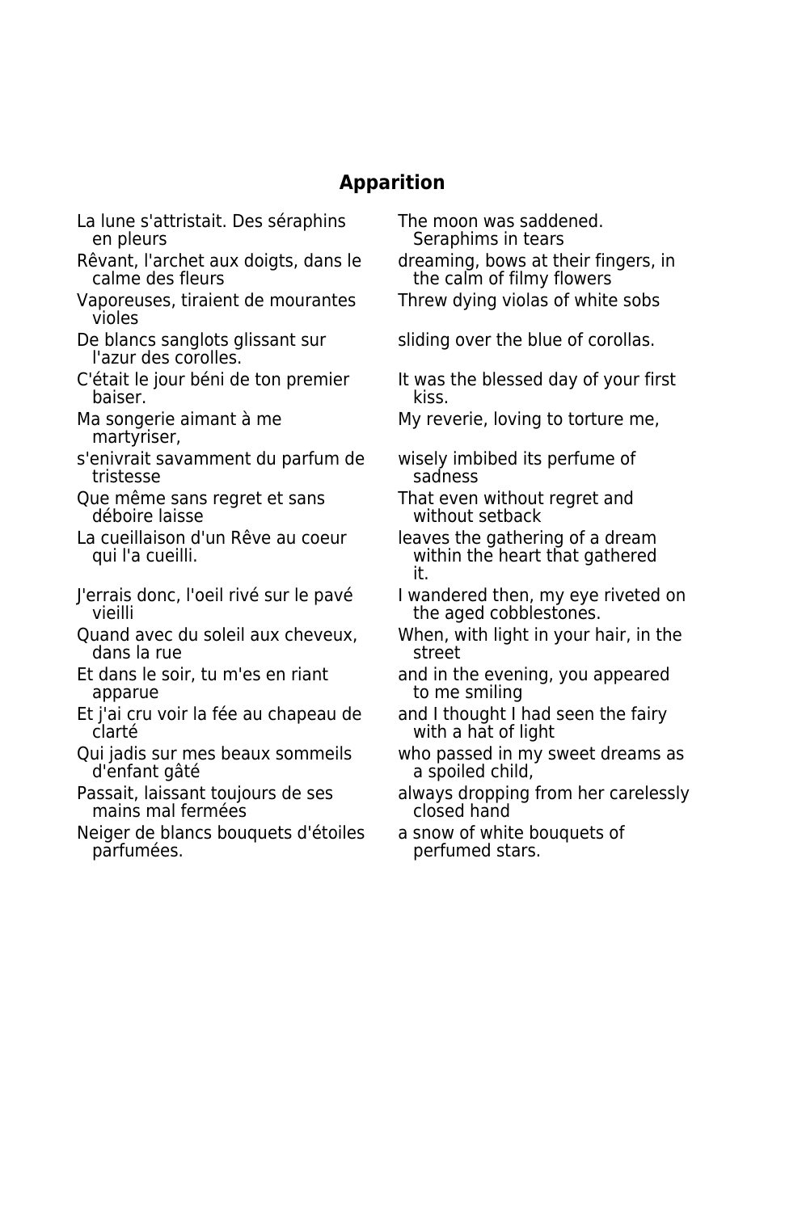## Apparition

| | |
|---|---|
| La lune s'attristait. Des séraphins en pleurs | The moon was saddened. Seraphims in tears |
| Rêvant, l'archet aux doigts, dans le calme des fleurs | dreaming, bows at their fingers, in the calm of filmy flowers |
| Vaporeuses, tiraient de mourantes violes | Threw dying violas of white sobs |
| De blancs sanglots glissant sur l'azur des corolles. | sliding over the blue of corollas. |
| C'était le jour béni de ton premier baiser. | It was the blessed day of your first kiss. |
| Ma songerie aimant à me martyriser, | My reverie, loving to torture me, |
| s'enivrait savamment du parfum de tristesse | wisely imbibed its perfume of sadness |
| Que même sans regret et sans déboire laisse | That even without regret and without setback |
| La cueillaison d'un Rêve au coeur qui l'a cueilli. | leaves the gathering of a dream within the heart that gathered it. |
| | |
| J'errais donc, l'oeil rivé sur le pavé vieilli | I wandered then, my eye riveted on the aged cobblestones. |
| Quand avec du soleil aux cheveux, dans la rue | When, with light in your hair, in the street |
| Et dans le soir, tu m'es en riant apparue | and in the evening, you appeared to me smiling |
| Et j'ai cru voir la fée au chapeau de clarté | and I thought I had seen the fairy with a hat of light |
| Qui jadis sur mes beaux sommeils d'enfant gâté | who passed in my sweet dreams as a spoiled child, |
| Passait, laissant toujours de ses mains mal fermées | always dropping from her carelessly closed hand |
| Neiger de blancs bouquets d'étoiles parfumées. | a snow of white bouquets of perfumed stars. |